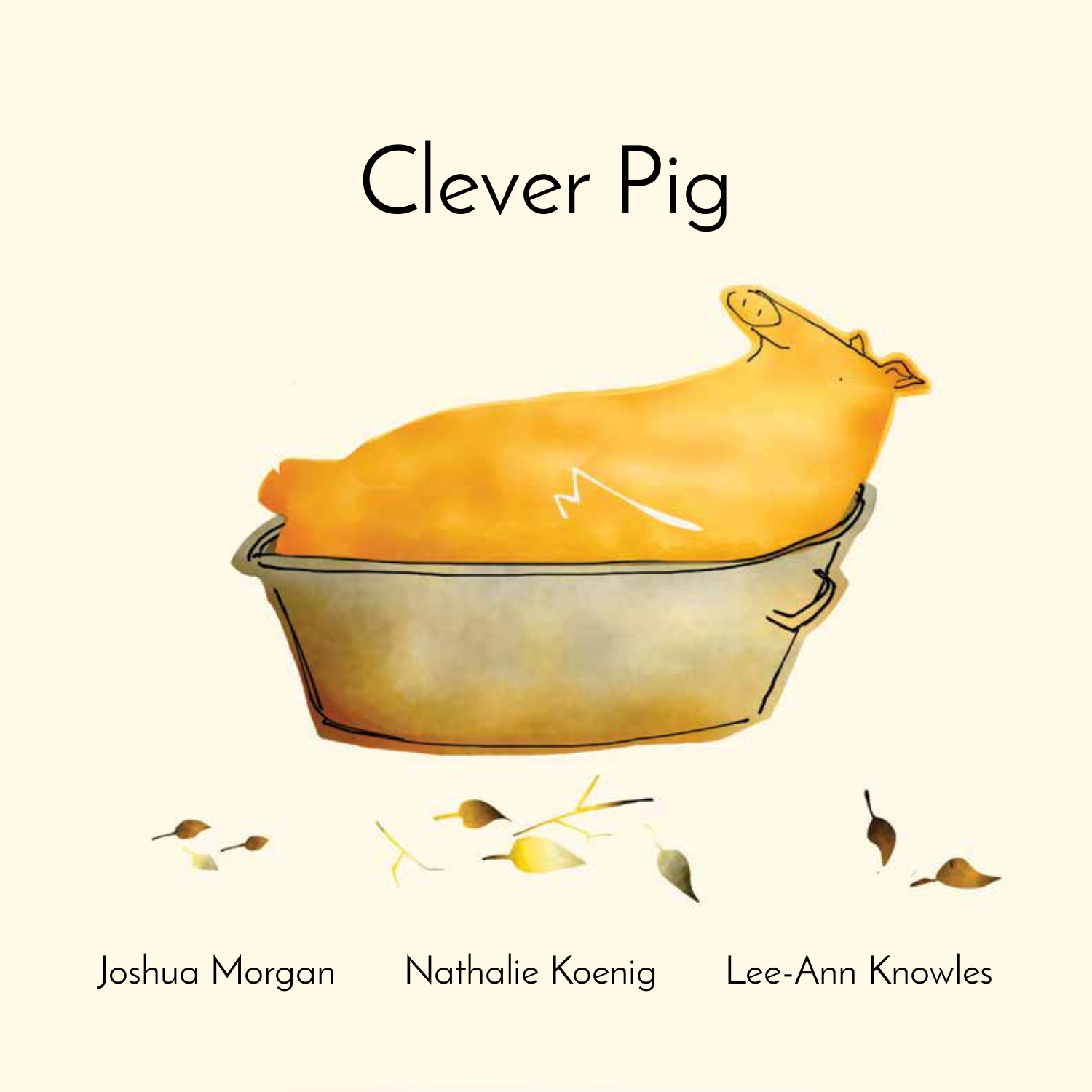# Clever Pig

Joshua Morgan    Nathalie Koenig    Lee-Ann Knowles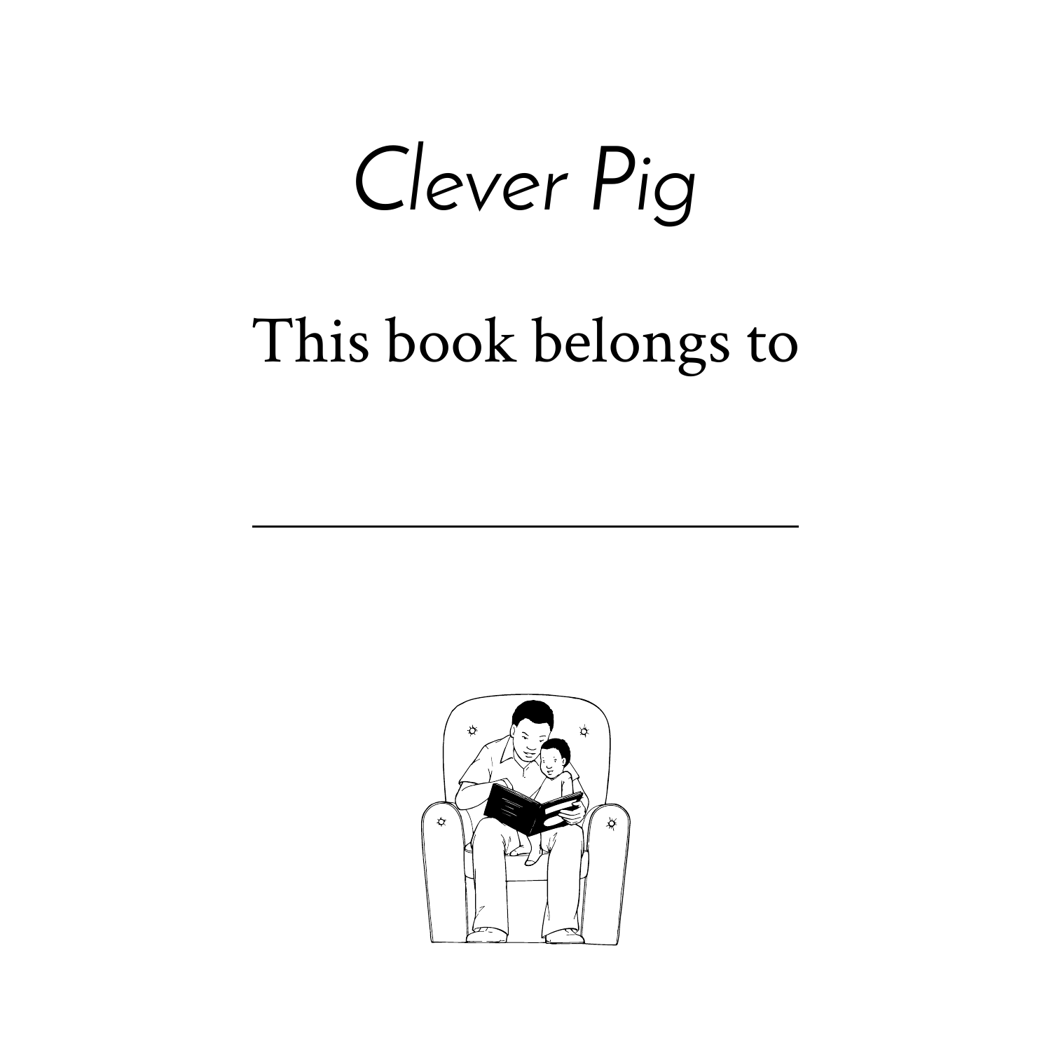*Clever Pig*

This book belongs to

\_\_\_\_\_\_\_\_\_\_\_\_\_\_\_\_\_\_\_\_\_\_\_\_\_\_\_\_\_\_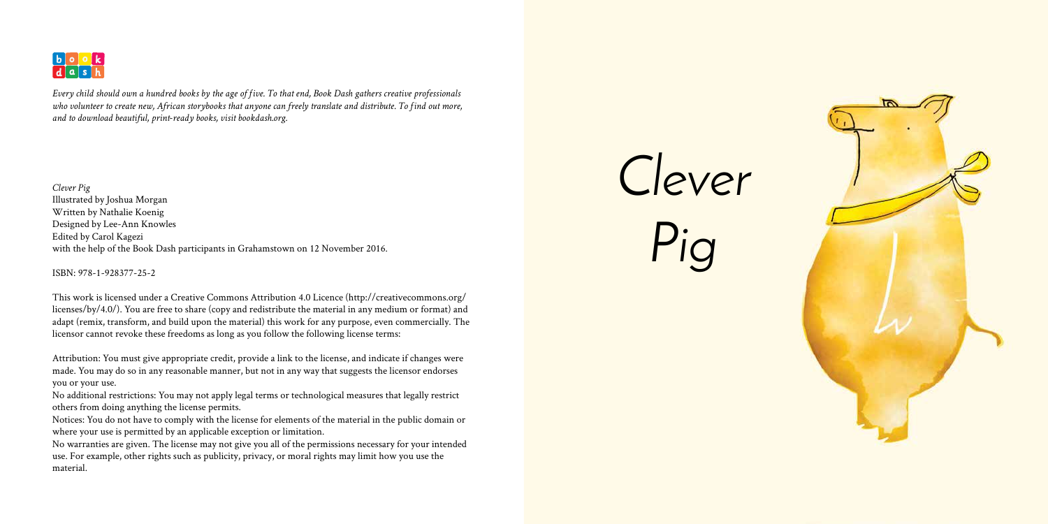book dash

*Every child should own a hundred books by the age of five. To that end, Book Dash gathers creative professionals who volunteer to create new, African storybooks that anyone can freely translate and distribute. To find out more, and to download beautiful, print-ready books, visit bookdash.org.*

*Clever Pig*
Illustrated by Joshua Morgan
Written by Nathalie Koenig
Designed by Lee-Ann Knowles
Edited by Carol Kagezi
with the help of the Book Dash participants in Grahamstown on 12 November 2016.

ISBN: 978-1-928377-25-2

This work is licensed under a Creative Commons Attribution 4.0 Licence (http://creativecommons.org/licenses/by/4.0/). You are free to share (copy and redistribute the material in any medium or format) and adapt (remix, transform, and build upon the material) this work for any purpose, even commercially. The licensor cannot revoke these freedoms as long as you follow the following license terms:

Attribution: You must give appropriate credit, provide a link to the license, and indicate if changes were made. You may do so in any reasonable manner, but not in any way that suggests the licensor endorses you or your use.

No additional restrictions: You may not apply legal terms or technological measures that legally restrict others from doing anything the license permits.

Notices: You do not have to comply with the license for elements of the material in the public domain or where your use is permitted by an applicable exception or limitation.

No warranties are given. The license may not give you all of the permissions necessary for your intended use. For example, other rights such as publicity, privacy, or moral rights may limit how you use the material.

# Clever Pig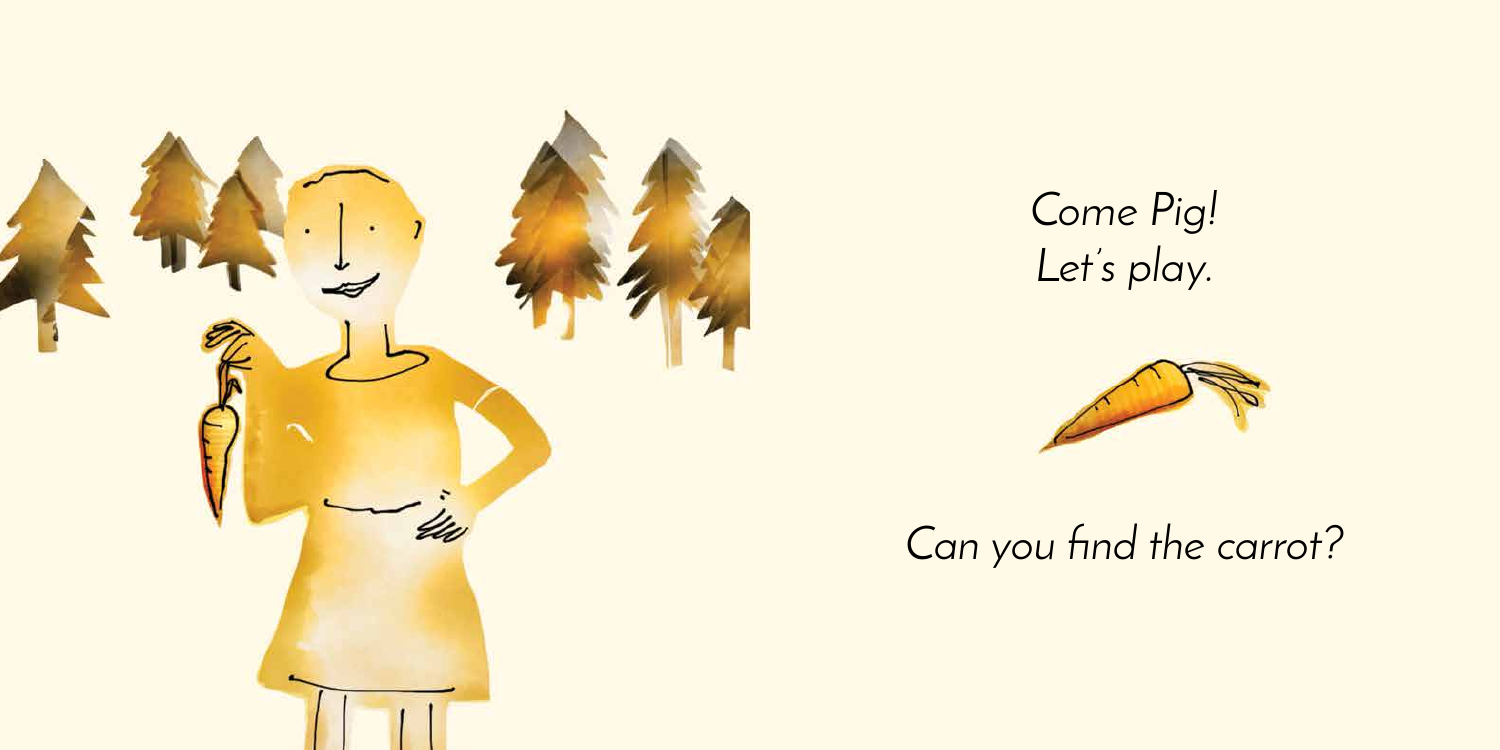*Come Pig!*
*Let's play.*

*Can you find the carrot?*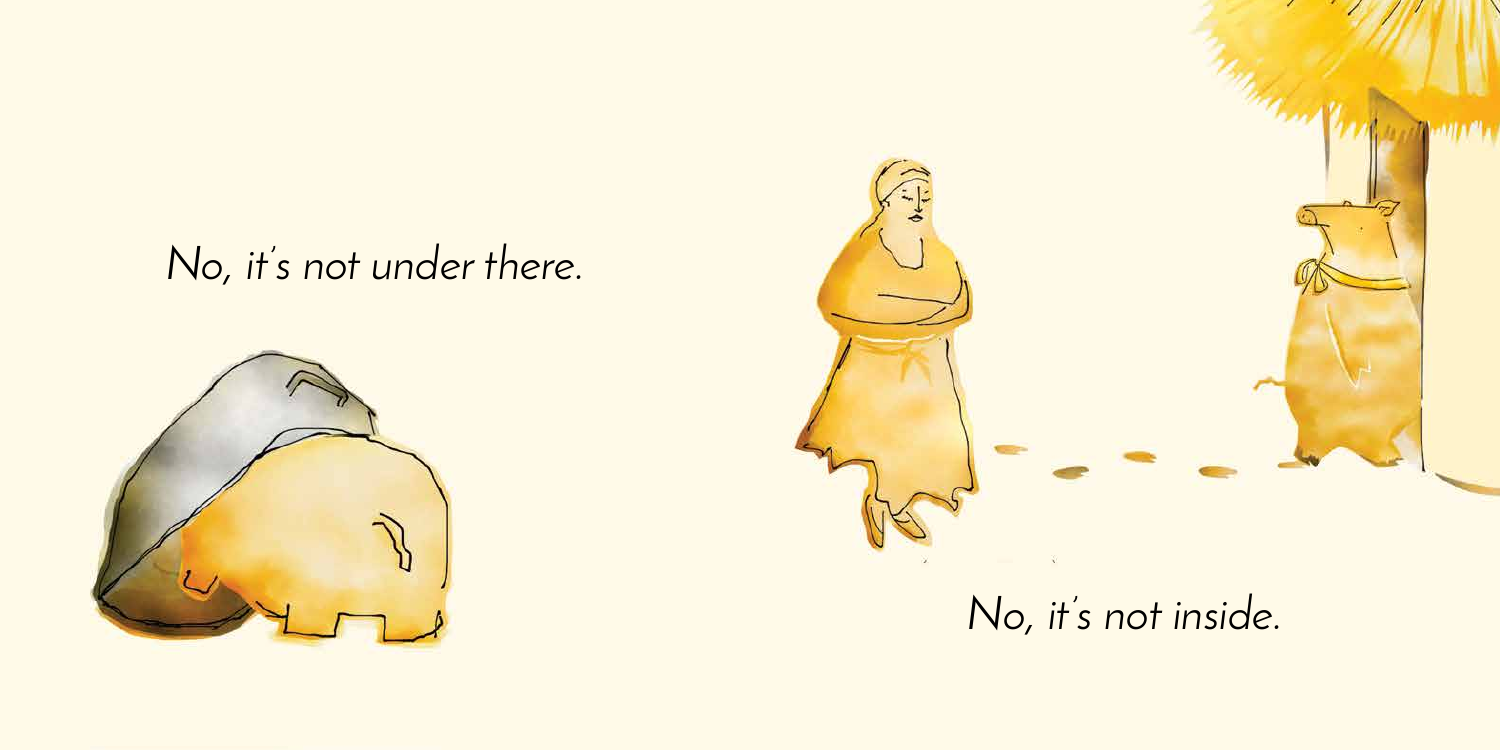No, it's not under there.

No, it's not inside.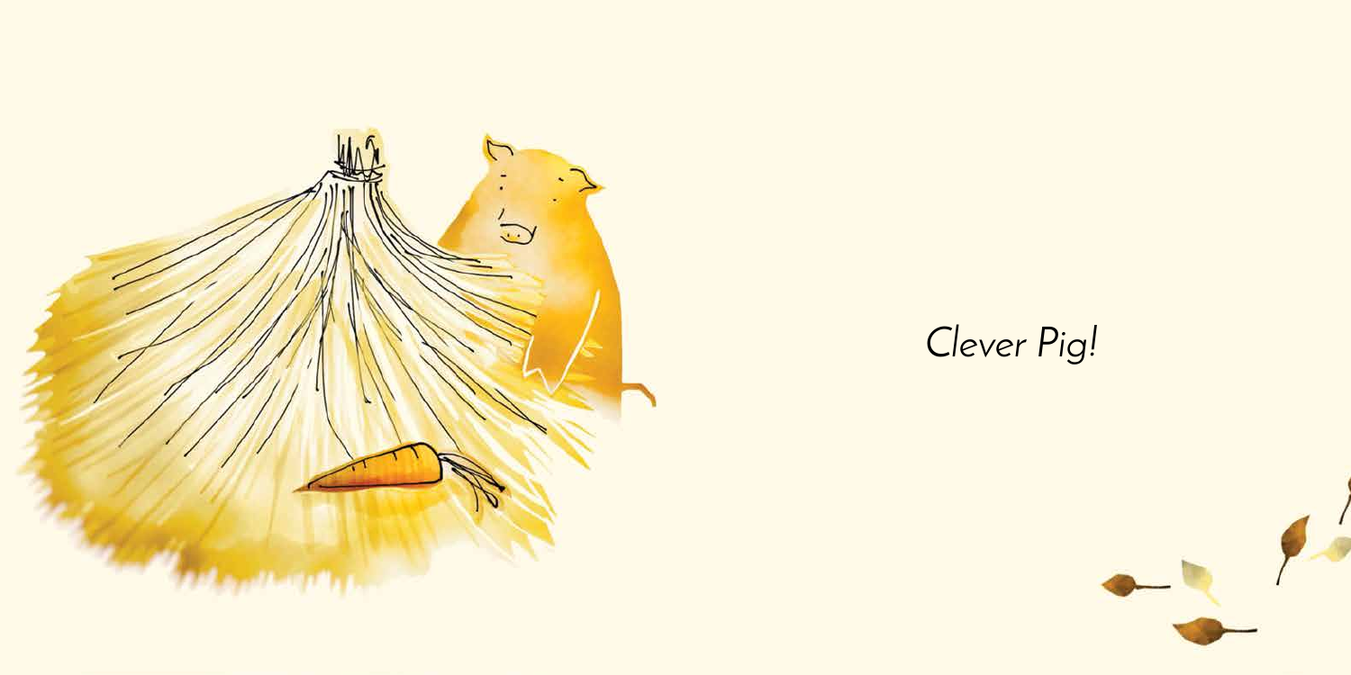*Clever Pig!*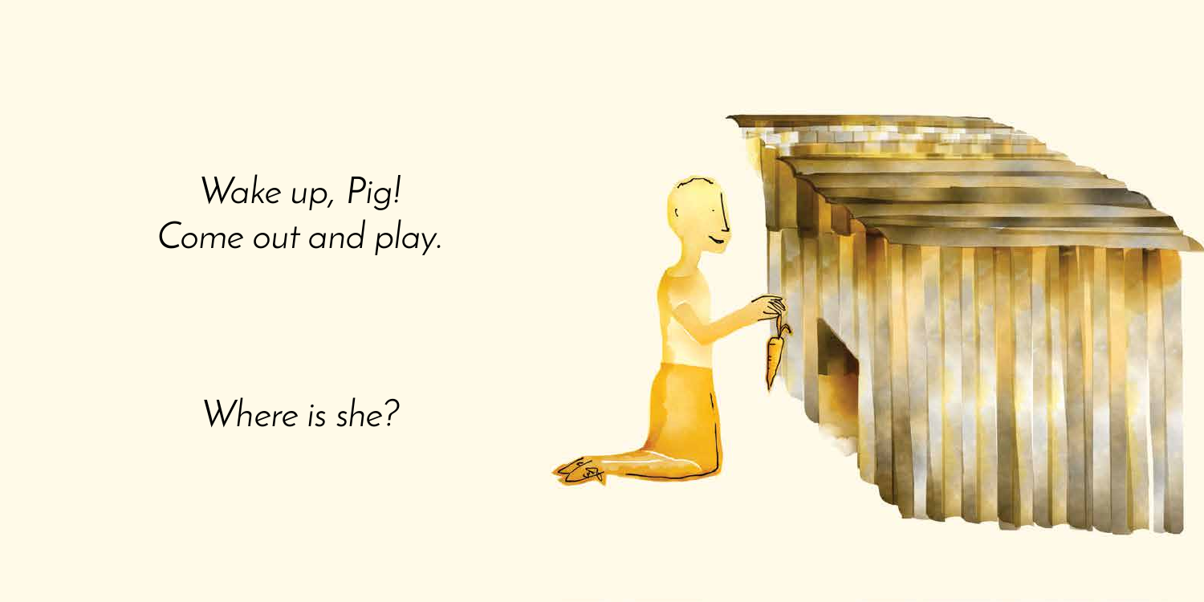*Wake up, Pig!*
*Come out and play.*

*Where is she?*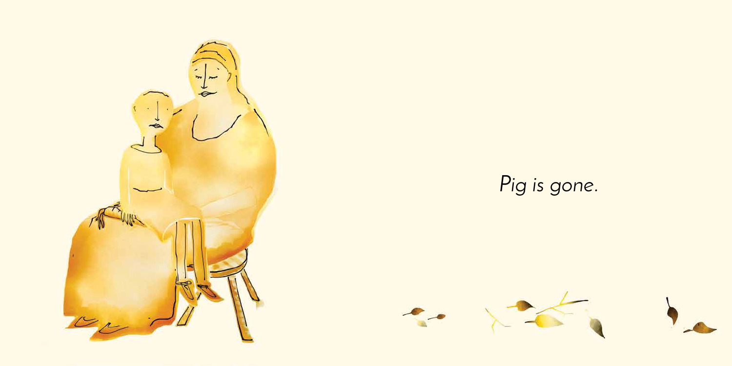*Pig is gone.*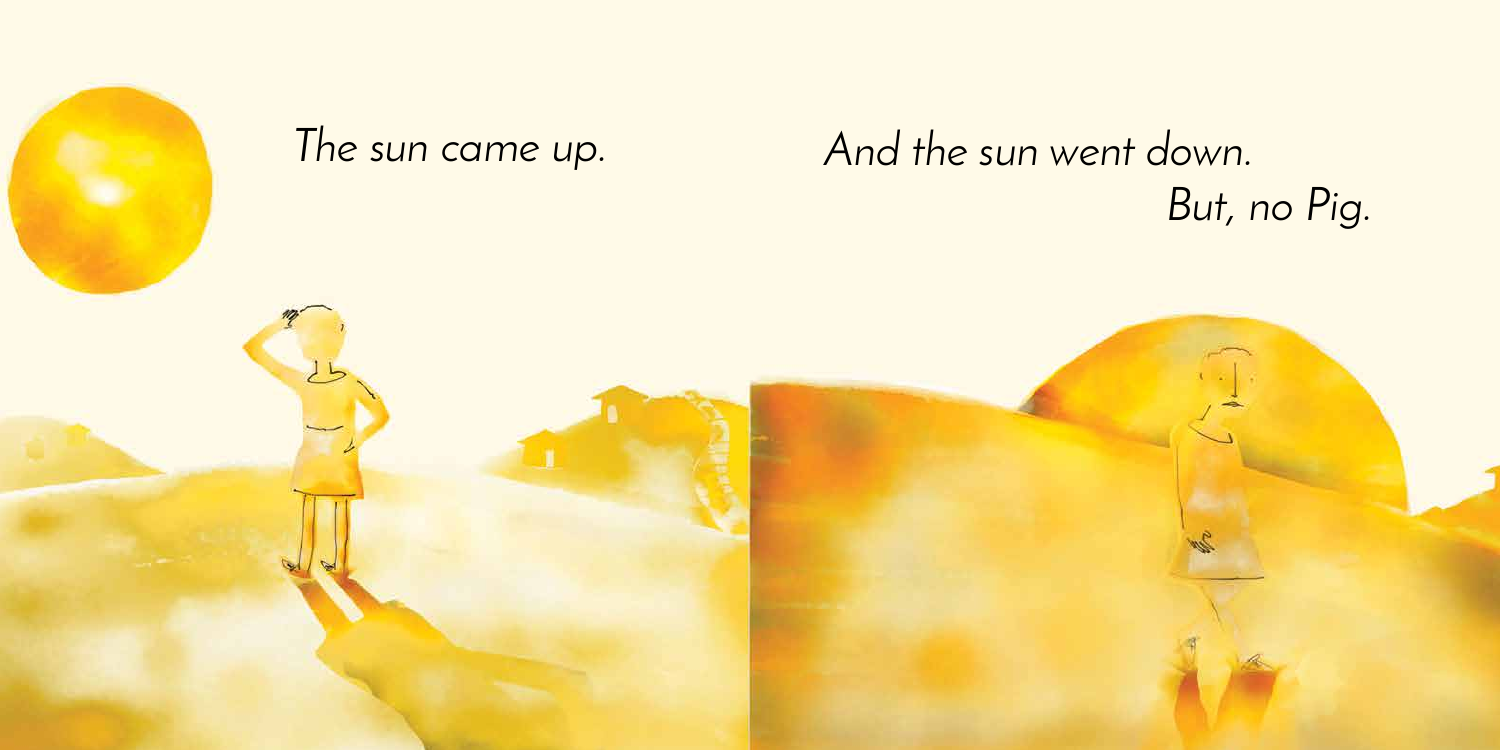*The sun came up.*

*And the sun went down.*
*But, no Pig.*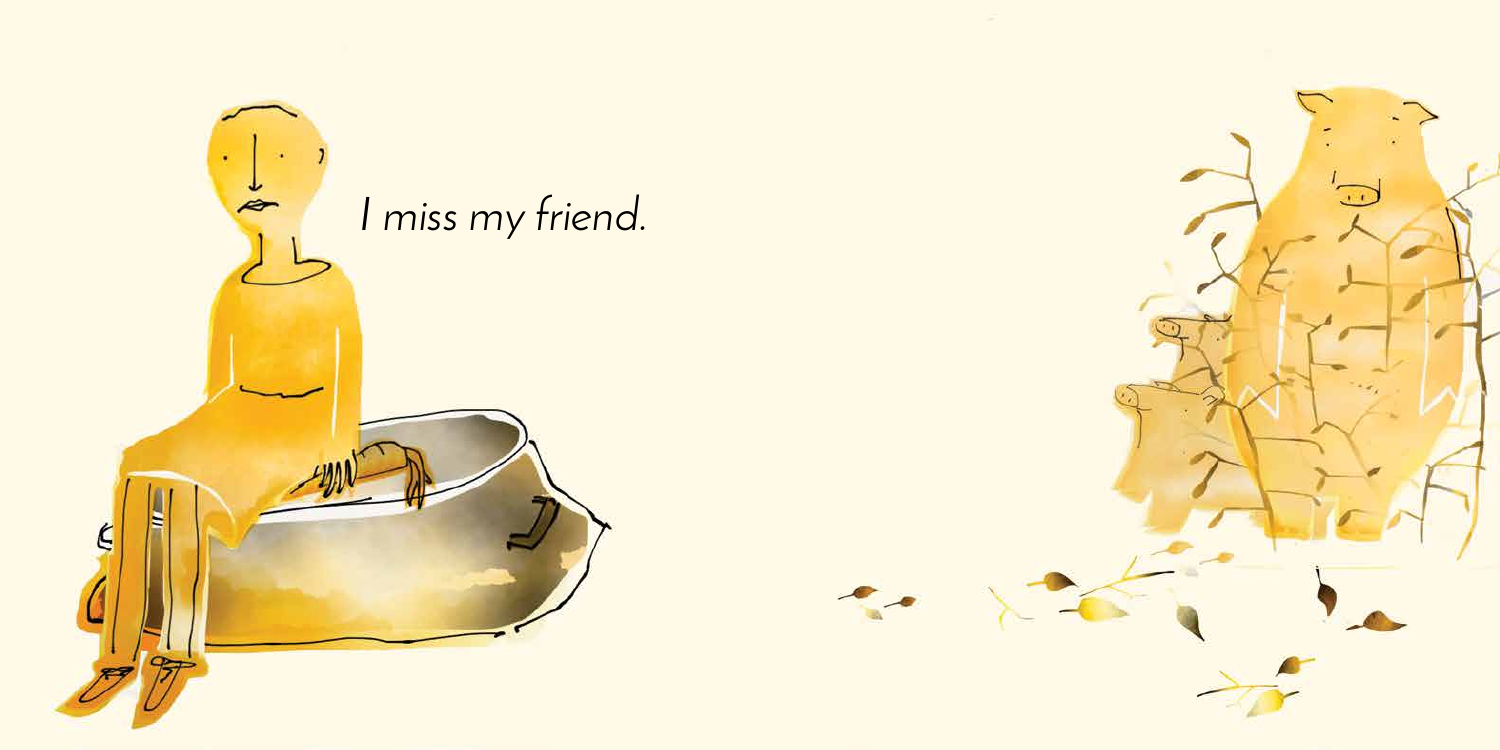*I miss my friend.*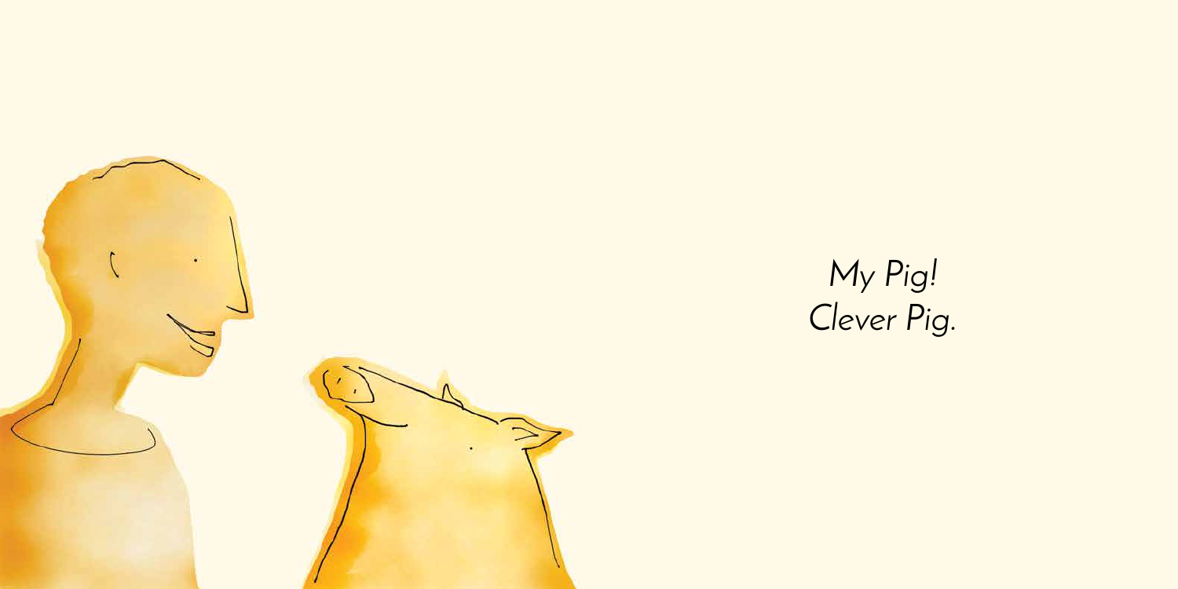*My Pig!*
*Clever Pig.*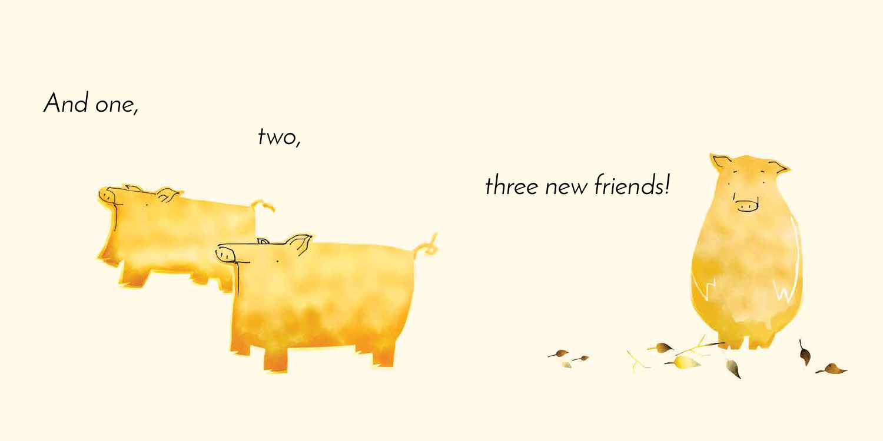And one,

two,

three new friends!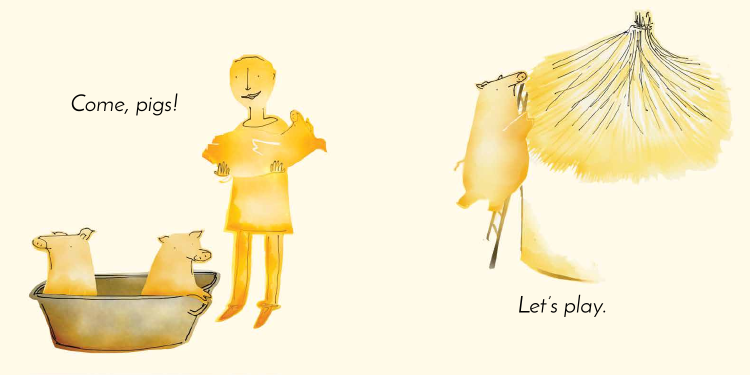*Come, pigs!*

*Let's play.*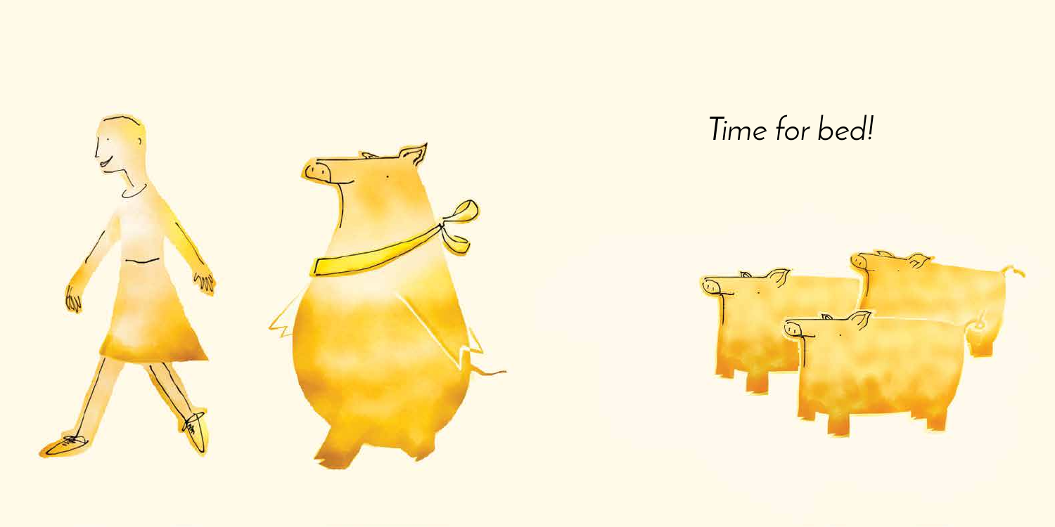Time for bed!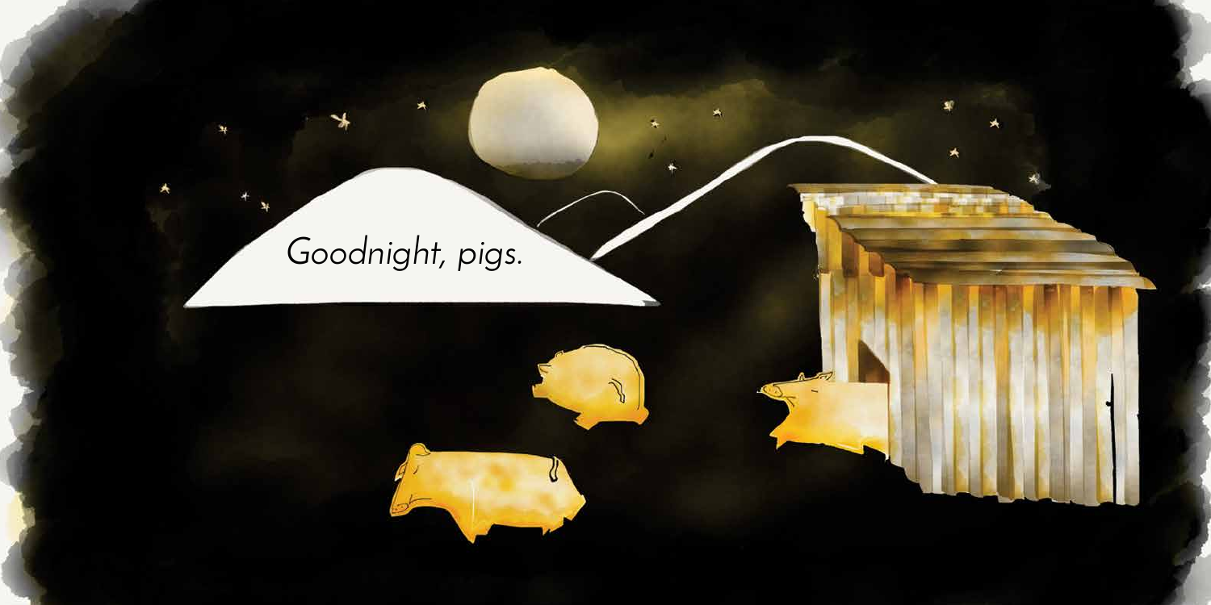Goodnight, pigs.